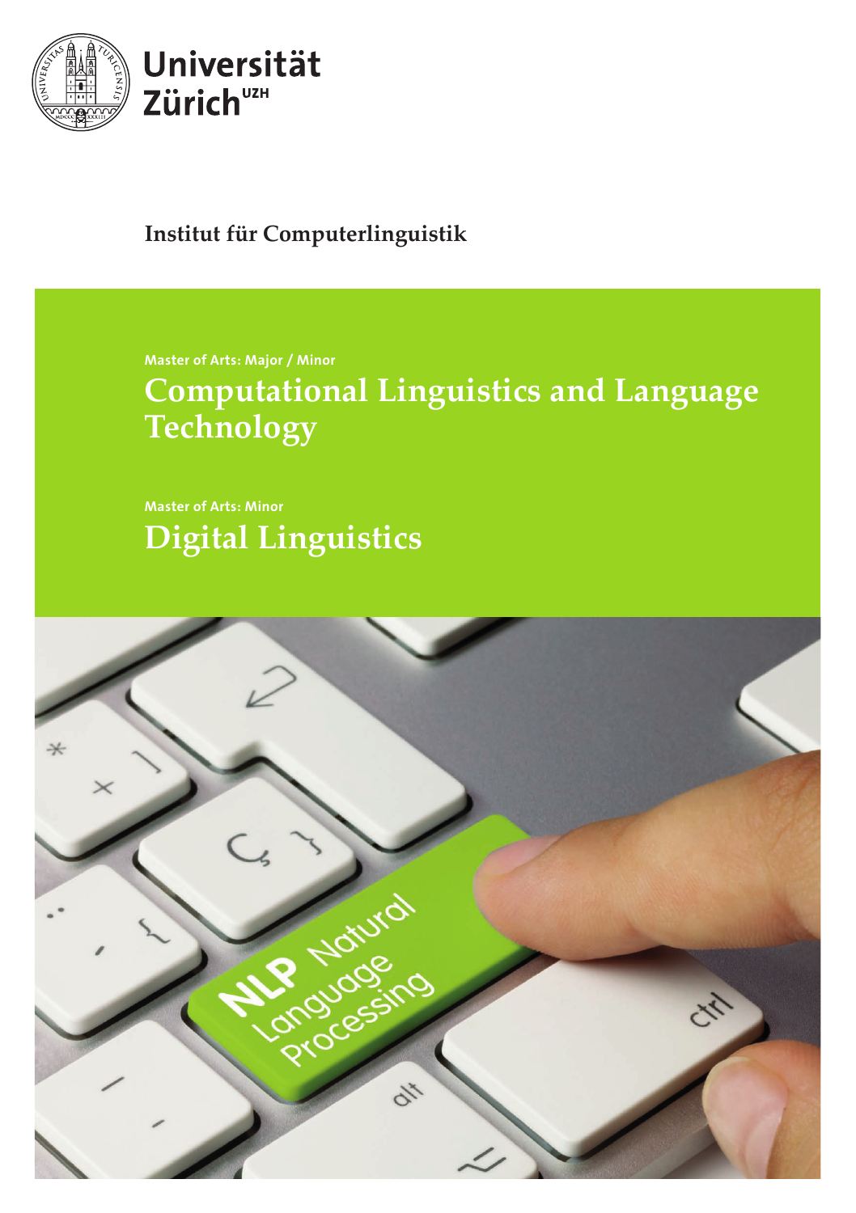Universität Zürich[UZH]

**Institut für Computerlinguistik**

Master of Arts: Major / Minor

# Computational Linguistics and Language Technology

Master of Arts: Minor

# Digital Linguistics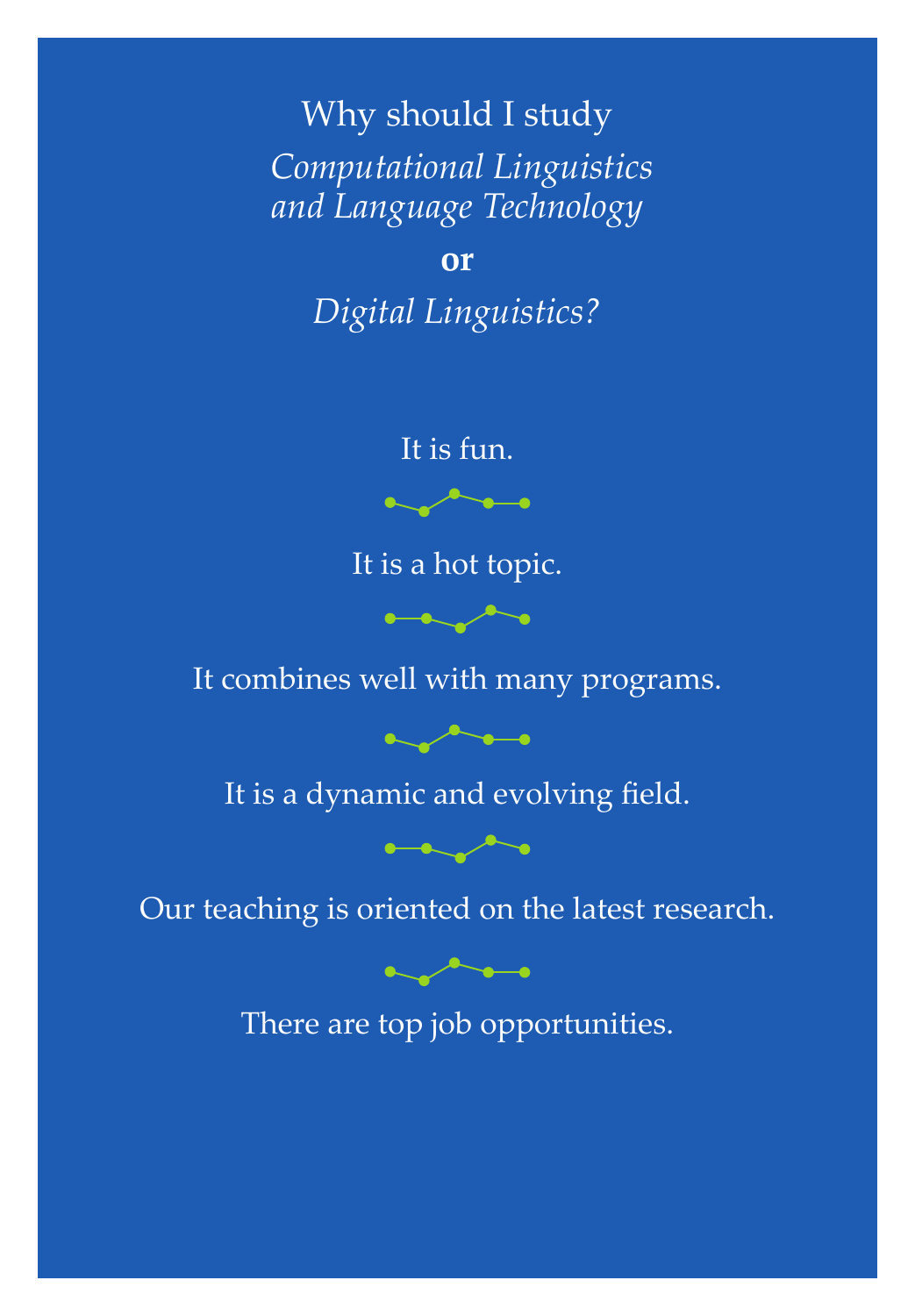# Why should I study *Computational Linguistics and Language Technology* **or** *Digital Linguistics?*

It is fun.

It is a hot topic.

It combines well with many programs.

It is a dynamic and evolving field.

Our teaching is oriented on the latest research.

There are top job opportunities.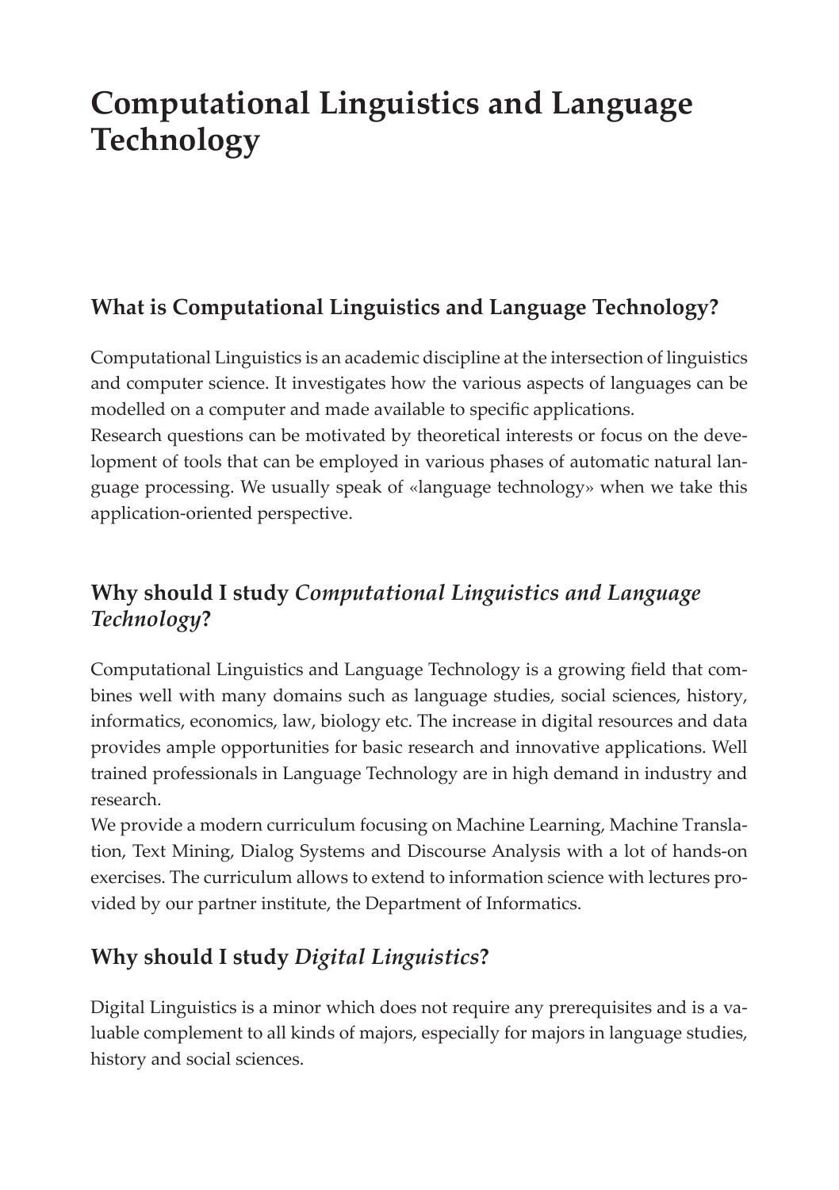# Computational Linguistics and Language Technology

## What is Computational Linguistics and Language Technology?

Computational Linguistics is an academic discipline at the intersection of linguistics and computer science. It investigates how the various aspects of languages can be modelled on a computer and made available to specific applications.
Research questions can be motivated by theoretical interests or focus on the development of tools that can be employed in various phases of automatic natural language processing. We usually speak of «language technology» when we take this application-oriented perspective.

## Why should I study *Computational Linguistics and Language Technology*?

Computational Linguistics and Language Technology is a growing field that combines well with many domains such as language studies, social sciences, history, informatics, economics, law, biology etc. The increase in digital resources and data provides ample opportunities for basic research and innovative applications. Well trained professionals in Language Technology are in high demand in industry and research.
We provide a modern curriculum focusing on Machine Learning, Machine Translation, Text Mining, Dialog Systems and Discourse Analysis with a lot of hands-on exercises. The curriculum allows to extend to information science with lectures provided by our partner institute, the Department of Informatics.

## Why should I study *Digital Linguistics*?

Digital Linguistics is a minor which does not require any prerequisites and is a valuable complement to all kinds of majors, especially for majors in language studies, history and social sciences.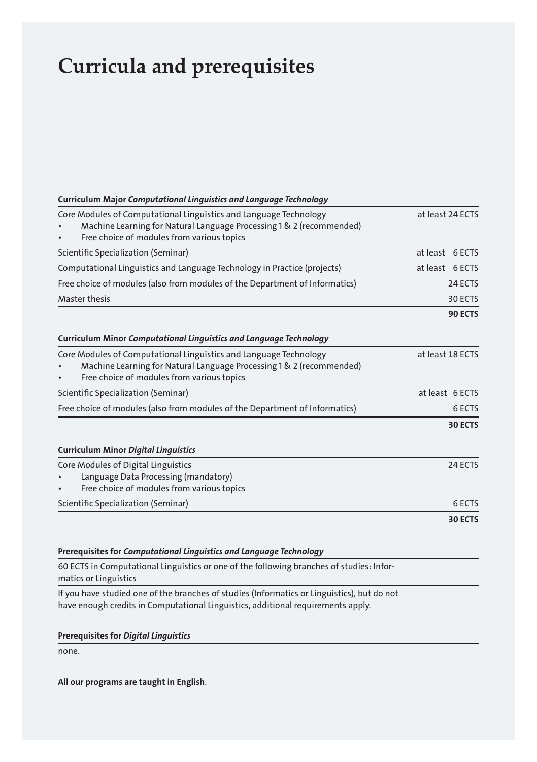# Curricula and prerequisites

**Curriculum Major *Computational Linguistics and Language Technology***

| | |
|---|---|
| Core Modules of Computational Linguistics and Language Technology<br>• Machine Learning for Natural Language Processing 1 & 2 (recommended)<br>• Free choice of modules from various topics | at least 24 ECTS |
| Scientific Specialization (Seminar) | at least 6 ECTS |
| Computational Linguistics and Language Technology in Practice (projects) | at least 6 ECTS |
| Free choice of modules (also from modules of the Department of Informatics) | 24 ECTS |
| Master thesis | 30 ECTS |
| | **90 ECTS** |

**Curriculum Minor *Computational Linguistics and Language Technology***

| | |
|---|---|
| Core Modules of Computational Linguistics and Language Technology<br>• Machine Learning for Natural Language Processing 1 & 2 (recommended)<br>• Free choice of modules from various topics | at least 18 ECTS |
| Scientific Specialization (Seminar) | at least 6 ECTS |
| Free choice of modules (also from modules of the Department of Informatics) | 6 ECTS |
| | **30 ECTS** |

**Curriculum Minor *Digital Linguistics***

| | |
|---|---|
| Core Modules of Digital Linguistics<br>• Language Data Processing (mandatory)<br>• Free choice of modules from various topics | 24 ECTS |
| Scientific Specialization (Seminar) | 6 ECTS |
| | **30 ECTS** |

**Prerequisites for *Computational Linguistics and Language Technology***

60 ECTS in Computational Linguistics or one of the following branches of studies: Informatics or Linguistics

If you have studied one of the branches of studies (Informatics or Linguistics), but do not have enough credits in Computational Linguistics, additional requirements apply.

**Prerequisites for *Digital Linguistics***

none.

**All our programs are taught in English**.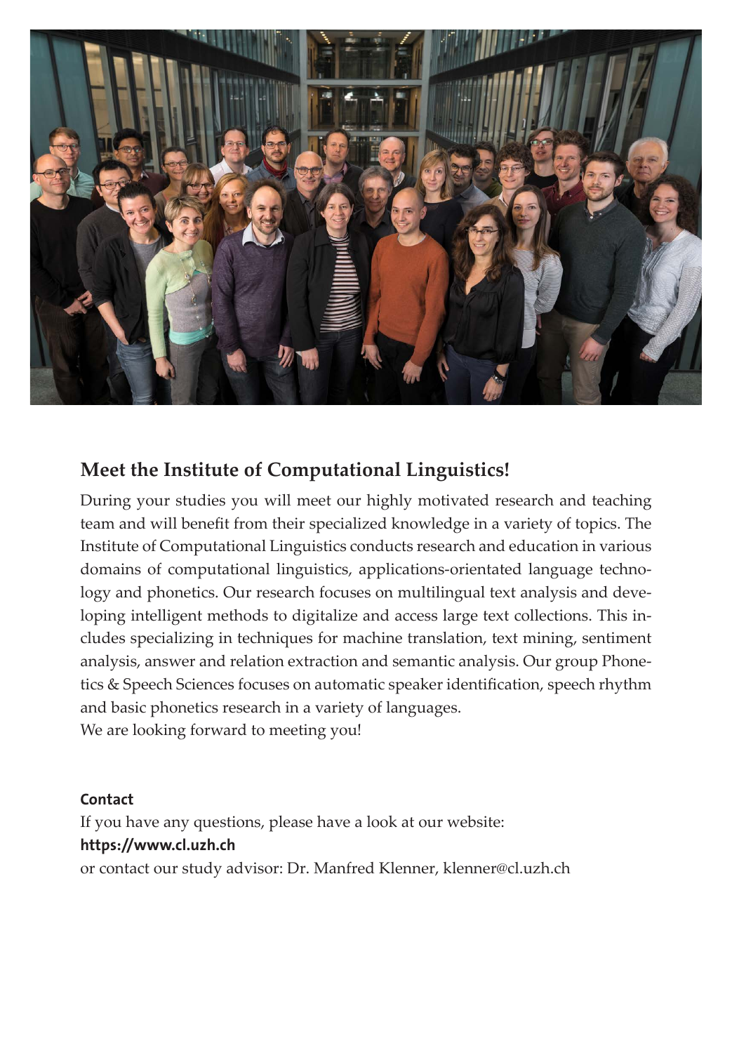## Meet the Institute of Computational Linguistics!

During your studies you will meet our highly motivated research and teaching team and will benefit from their specialized knowledge in a variety of topics. The Institute of Computational Linguistics conducts research and education in various domains of computational linguistics, applications-orientated language technology and phonetics. Our research focuses on multilingual text analysis and developing intelligent methods to digitalize and access large text collections. This includes specializing in techniques for machine translation, text mining, sentiment analysis, answer and relation extraction and semantic analysis. Our group Phonetics & Speech Sciences focuses on automatic speaker identification, speech rhythm and basic phonetics research in a variety of languages.
We are looking forward to meeting you!

**Contact**

If you have any questions, please have a look at our website:
**https://www.cl.uzh.ch**
or contact our study advisor: Dr. Manfred Klenner, klenner@cl.uzh.ch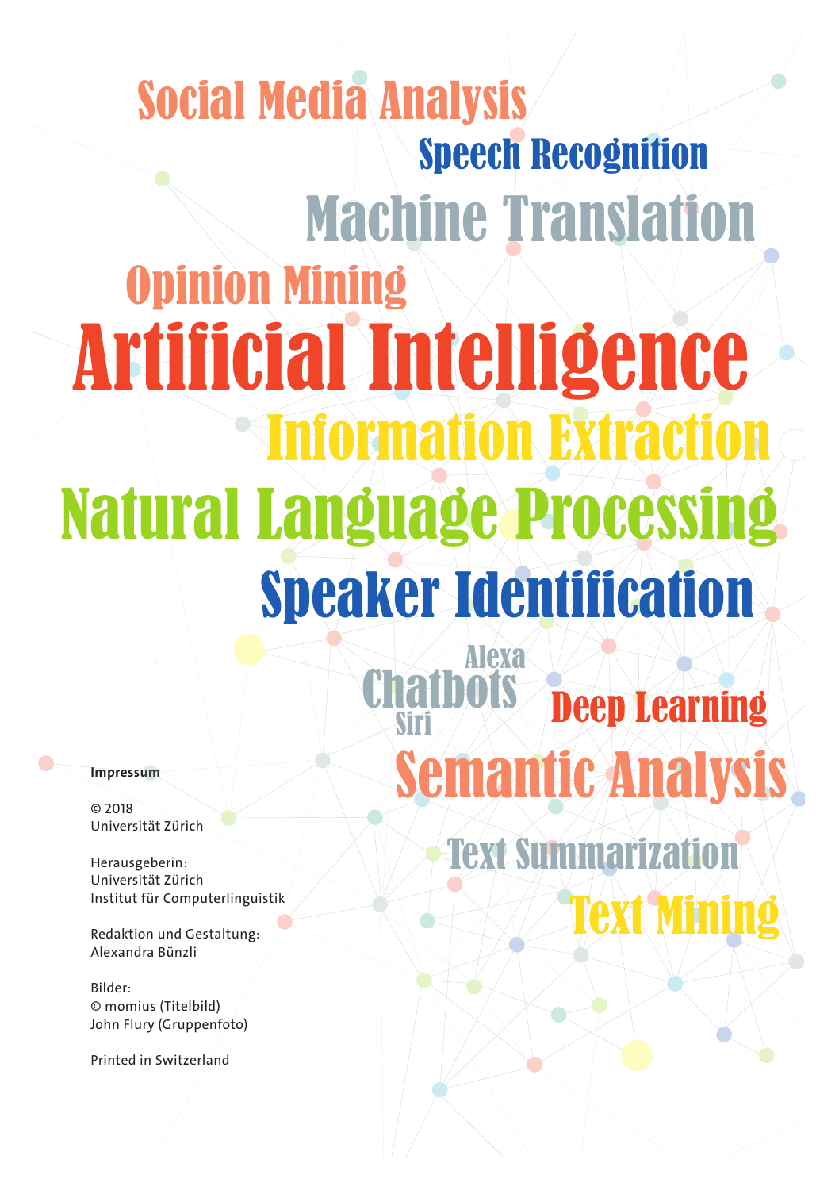Social Media Analysis

Speech Recognition

Machine Translation

Opinion Mining

Artificial Intelligence

Information Extraction

Natural Language Processing

Speaker Identification

Alexa

Chatbots

Siri

Deep Learning

Semantic Analysis

Text Summarization

Text Mining

**Impressum**

© 2018
Universität Zürich

Herausgeberin:
Universität Zürich
Institut für Computerlinguistik

Redaktion und Gestaltung:
Alexandra Bünzli

Bilder:
© momius (Titelbild)
John Flury (Gruppenfoto)

Printed in Switzerland